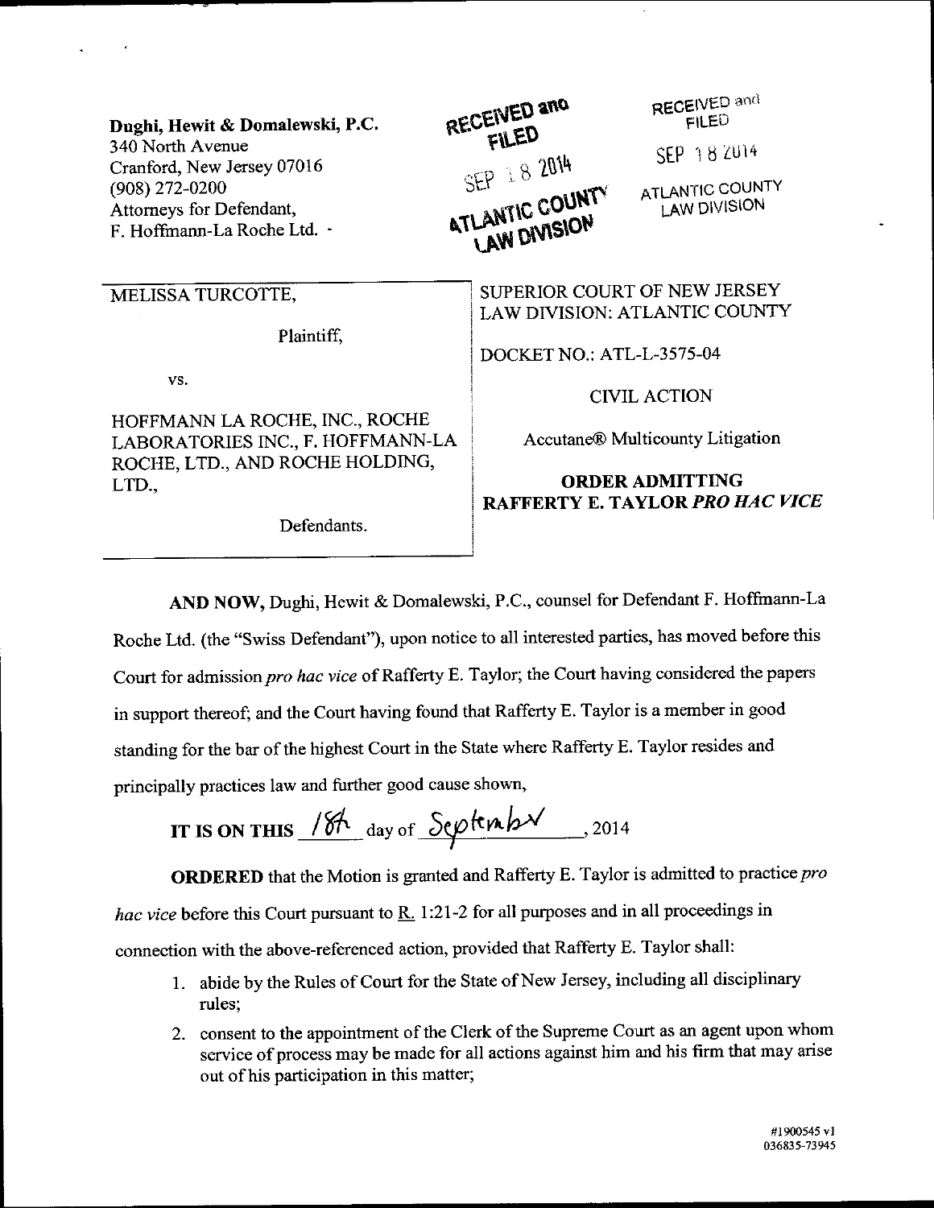Dughi, Hewit & Domalewski, P.C.
340 North Avenue
Cranford, New Jersey 07016
(908) 272-0200
Attorneys for Defendant,
F. Hoffmann-La Roche Ltd.

RECEIVED and FILED
SEP 18 2014
ATLANTIC COUNTY
LAW DIVISION

RECEIVED and FILED
SEP 18 2014
ATLANTIC COUNTY
LAW DIVISION

| | |
|---|---|
| MELISSA TURCOTTE,<br><br>Plaintiff,<br><br>vs.<br><br>HOFFMANN LA ROCHE, INC., ROCHE LABORATORIES INC., F. HOFFMANN-LA ROCHE, LTD., AND ROCHE HOLDING, LTD.,<br><br>Defendants. | SUPERIOR COURT OF NEW JERSEY<br>LAW DIVISION: ATLANTIC COUNTY<br><br>DOCKET NO.: ATL-L-3575-04<br><br>CIVIL ACTION<br><br>Accutane® Multicounty Litigation<br><br>**ORDER ADMITTING RAFFERTY E. TAYLOR *PRO HAC VICE*** |

**AND NOW,** Dughi, Hewit & Domalewski, P.C., counsel for Defendant F. Hoffmann-La Roche Ltd. (the "Swiss Defendant"), upon notice to all interested parties, has moved before this Court for admission *pro hac vice* of Rafferty E. Taylor; the Court having considered the papers in support thereof; and the Court having found that Rafferty E. Taylor is a member in good standing for the bar of the highest Court in the State where Rafferty E. Taylor resides and principally practices law and further good cause shown,

**IT IS ON THIS** 18th day of September, 2014

**ORDERED** that the Motion is granted and Rafferty E. Taylor is admitted to practice *pro hac vice* before this Court pursuant to R. 1:21-2 for all purposes and in all proceedings in connection with the above-referenced action, provided that Rafferty E. Taylor shall:

1. abide by the Rules of Court for the State of New Jersey, including all disciplinary rules;
2. consent to the appointment of the Clerk of the Supreme Court as an agent upon whom service of process may be made for all actions against him and his firm that may arise out of his participation in this matter;

#1900545 v1
036835-73945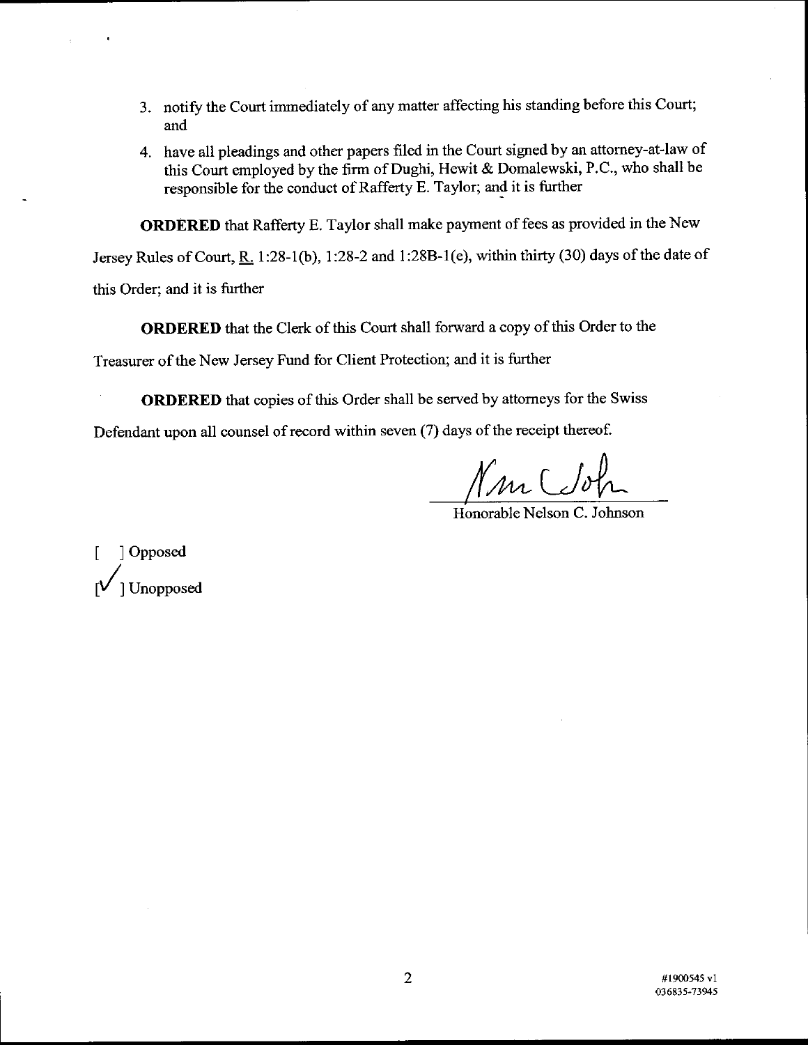3. notify the Court immediately of any matter affecting his standing before this Court; and
4. have all pleadings and other papers filed in the Court signed by an attorney-at-law of this Court employed by the firm of Dughi, Hewit & Domalewski, P.C., who shall be responsible for the conduct of Rafferty E. Taylor; and it is further

**ORDERED** that Rafferty E. Taylor shall make payment of fees as provided in the New Jersey Rules of Court, R. 1:28-1(b), 1:28-2 and 1:28B-1(e), within thirty (30) days of the date of this Order; and it is further

**ORDERED** that the Clerk of this Court shall forward a copy of this Order to the Treasurer of the New Jersey Fund for Client Protection; and it is further

**ORDERED** that copies of this Order shall be served by attorneys for the Swiss Defendant upon all counsel of record within seven (7) days of the receipt thereof.

Honorable Nelson C. Johnson

[ ] Opposed
[✓] Unopposed

#1900545 v1
036835-73945